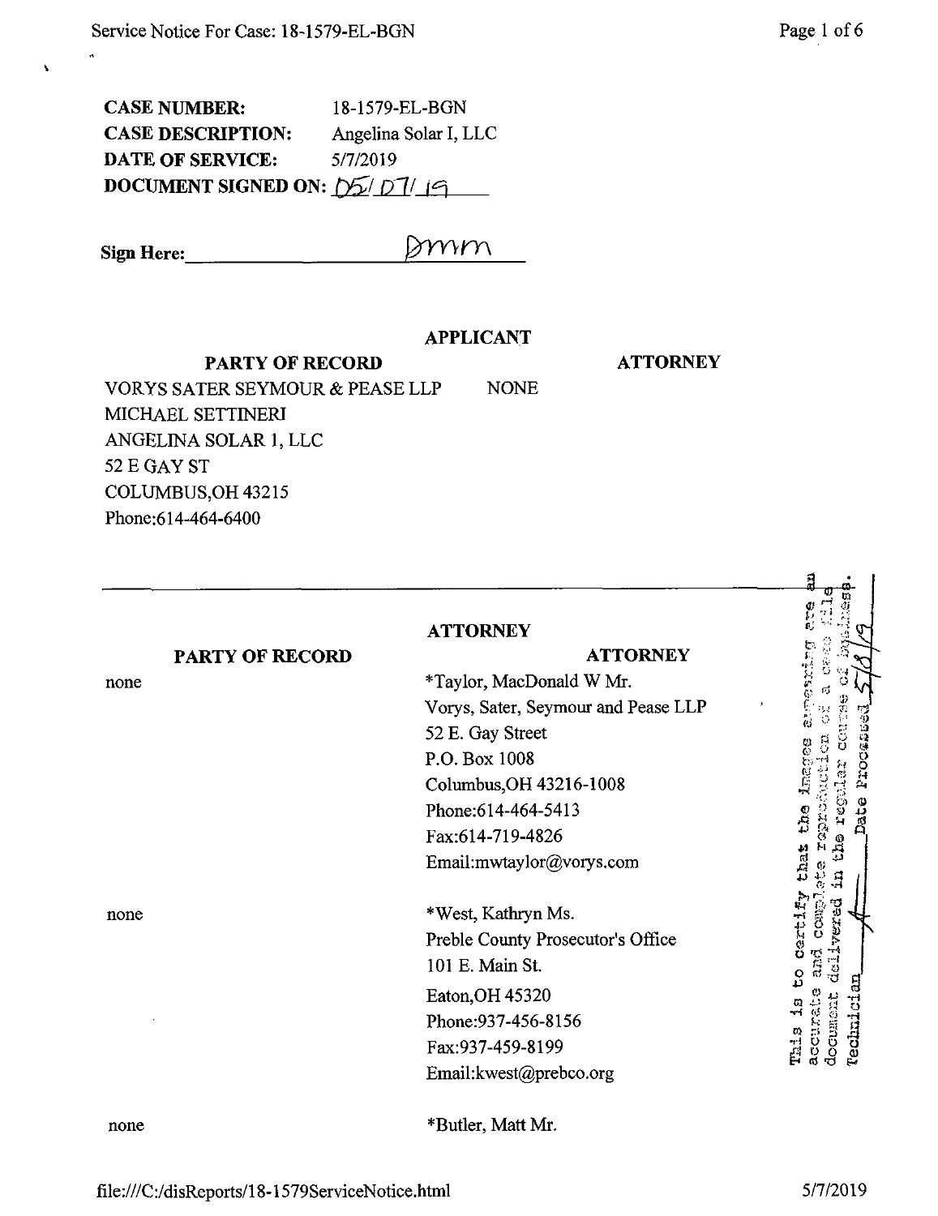**CASE NUMBER:** 18-1579-EL-BGN
**CASE DESCRIPTION:** Angelina Solar I, LLC
**DATE OF SERVICE:** 5/7/2019
**DOCUMENT SIGNED ON:** 05/07/19

**Sign Here:** ______Dmm______

## APPLICANT

| PARTY OF RECORD | ATTORNEY |
|---|---|
| VORYS SATER SEYMOUR & PEASE LLP<br>MICHAEL SETTINERI<br>ANGELINA SOLAR 1, LLC<br>52 E GAY ST<br>COLUMBUS,OH 43215<br>Phone:614-464-6400 | NONE |

## ATTORNEY

| PARTY OF RECORD | ATTORNEY |
|---|---|
| none | *Taylor, MacDonald W Mr.<br>Vorys, Sater, Seymour and Pease LLP<br>52 E. Gay Street<br>P.O. Box 1008<br>Columbus,OH 43216-1008<br>Phone:614-464-5413<br>Fax:614-719-4826<br>Email:mwtaylor@vorys.com |
| none | *West, Kathryn Ms.<br>Preble County Prosecutor's Office<br>101 E. Main St.<br>Eaton,OH 45320<br>Phone:937-456-8156<br>Fax:937-459-8199<br>Email:kwest@prebco.org |
| none | *Butler, Matt Mr. |

This is to certify that the images appearing are an accurate and complete reproduction of a case file document delivered in the regular course of business. Technician ______ Date Processed 5/8/19

file:///C:/disReports/18-1579ServiceNotice.html 5/7/2019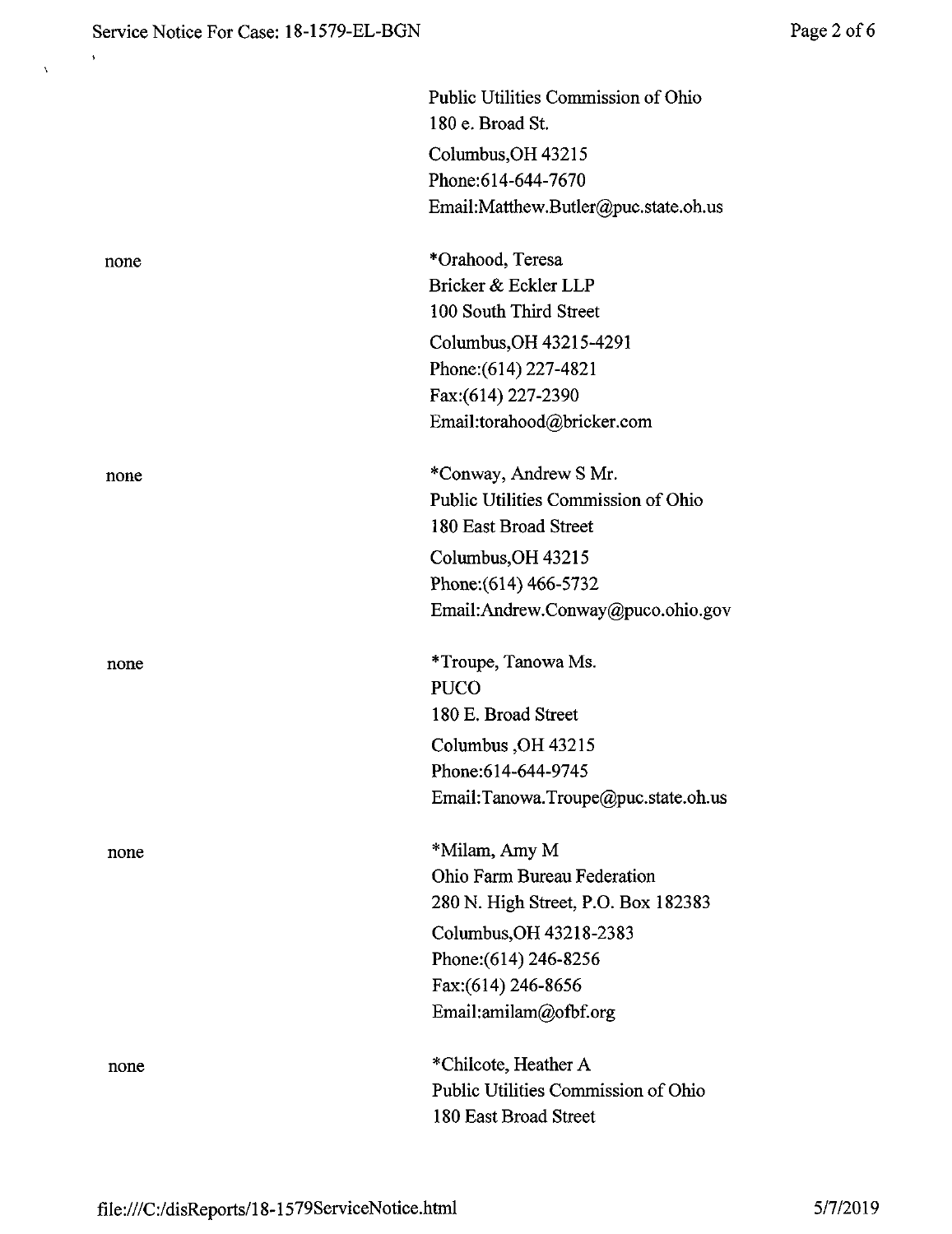|  |  |
| --- | --- |
|  | Public Utilities Commission of Ohio<br>180 e. Broad St.<br>Columbus,OH 43215<br>Phone:614-644-7670<br>Email:Matthew.Butler@puc.state.oh.us |
| none | *Orahood, Teresa<br>Bricker & Eckler LLP<br>100 South Third Street<br>Columbus,OH 43215-4291<br>Phone:(614) 227-4821<br>Fax:(614) 227-2390<br>Email:torahood@bricker.com |
| none | *Conway, Andrew S Mr.<br>Public Utilities Commission of Ohio<br>180 East Broad Street<br>Columbus,OH 43215<br>Phone:(614) 466-5732<br>Email:Andrew.Conway@puco.ohio.gov |
| none | *Troupe, Tanowa Ms.<br>PUCO<br>180 E. Broad Street<br>Columbus ,OH 43215<br>Phone:614-644-9745<br>Email:Tanowa.Troupe@puc.state.oh.us |
| none | *Milam, Amy M<br>Ohio Farm Bureau Federation<br>280 N. High Street, P.O. Box 182383<br>Columbus,OH 43218-2383<br>Phone:(614) 246-8256<br>Fax:(614) 246-8656<br>Email:amilam@ofbf.org |
| none | *Chilcote, Heather A<br>Public Utilities Commission of Ohio<br>180 East Broad Street |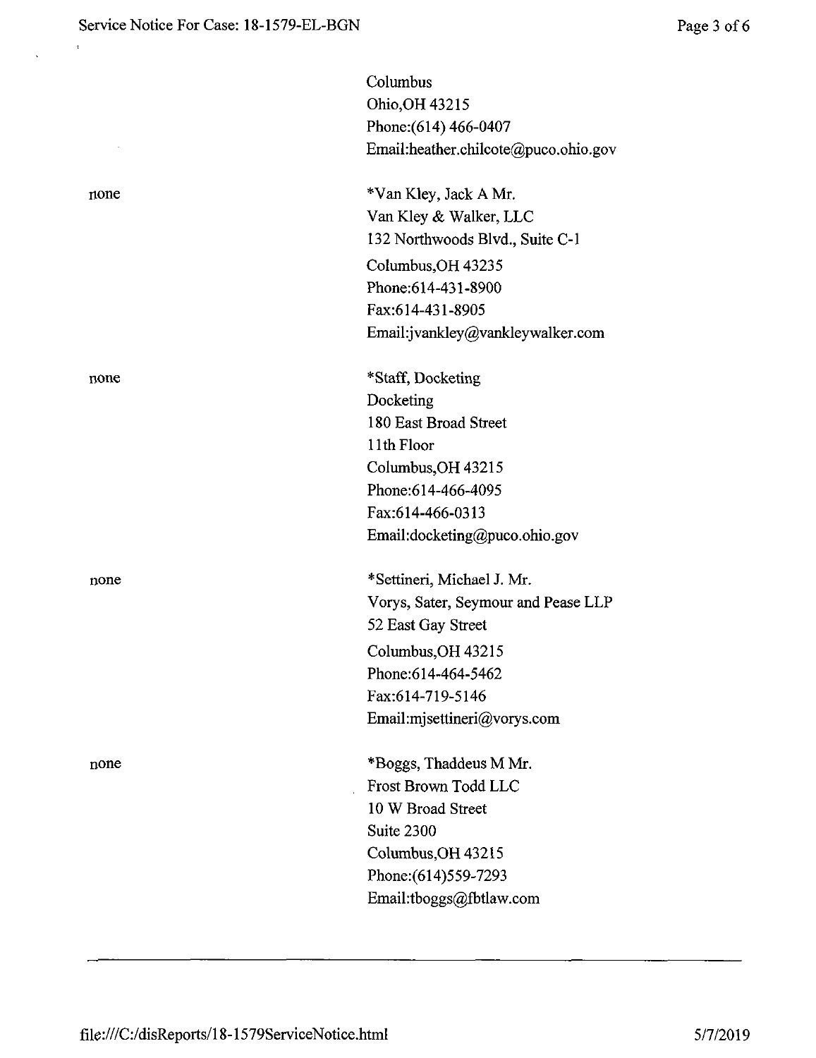Columbus
Ohio,OH 43215
Phone:(614) 466-0407
Email:heather.chilcote@puco.ohio.gov

none

*Van Kley, Jack A Mr.
Van Kley & Walker, LLC
132 Northwoods Blvd., Suite C-1
Columbus,OH 43235
Phone:614-431-8900
Fax:614-431-8905
Email:jvankley@vankleywalker.com

none

*Staff, Docketing
Docketing
180 East Broad Street
11th Floor
Columbus,OH 43215
Phone:614-466-4095
Fax:614-466-0313
Email:docketing@puco.ohio.gov

none

*Settineri, Michael J. Mr.
Vorys, Sater, Seymour and Pease LLP
52 East Gay Street
Columbus,OH 43215
Phone:614-464-5462
Fax:614-719-5146
Email:mjsettineri@vorys.com

none

*Boggs, Thaddeus M Mr.
Frost Brown Todd LLC
10 W Broad Street
Suite 2300
Columbus,OH 43215
Phone:(614)559-7293
Email:tboggs@fbtlaw.com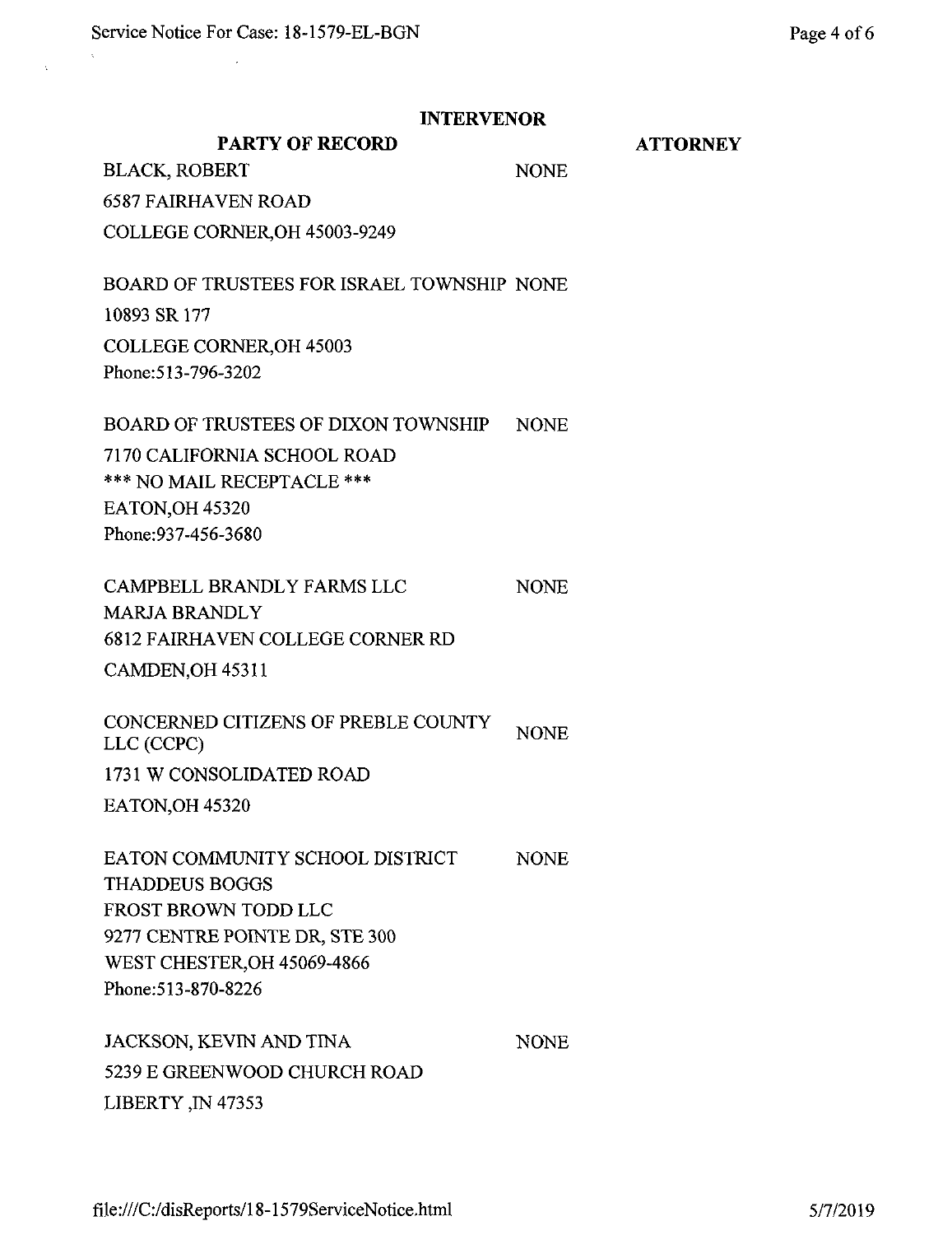## INTERVENOR

| PARTY OF RECORD | ATTORNEY |
| --- | --- |
| BLACK, ROBERT<br>6587 FAIRHAVEN ROAD<br>COLLEGE CORNER,OH 45003-9249 | NONE |
| BOARD OF TRUSTEES FOR ISRAEL TOWNSHIP<br>10893 SR 177<br>COLLEGE CORNER,OH 45003<br>Phone:513-796-3202 | NONE |
| BOARD OF TRUSTEES OF DIXON TOWNSHIP<br>7170 CALIFORNIA SCHOOL ROAD<br>*** NO MAIL RECEPTACLE ***<br>EATON,OH 45320<br>Phone:937-456-3680 | NONE |
| CAMPBELL BRANDLY FARMS LLC<br>MARJA BRANDLY<br>6812 FAIRHAVEN COLLEGE CORNER RD<br>CAMDEN,OH 45311 | NONE |
| CONCERNED CITIZENS OF PREBLE COUNTY LLC (CCPC)<br>1731 W CONSOLIDATED ROAD<br>EATON,OH 45320 | NONE |
| EATON COMMUNITY SCHOOL DISTRICT<br>THADDEUS BOGGS<br>FROST BROWN TODD LLC<br>9277 CENTRE POINTE DR, STE 300<br>WEST CHESTER,OH 45069-4866<br>Phone:513-870-8226 | NONE |
| JACKSON, KEVIN AND TINA<br>5239 E GREENWOOD CHURCH ROAD<br>LIBERTY ,IN 47353 | NONE |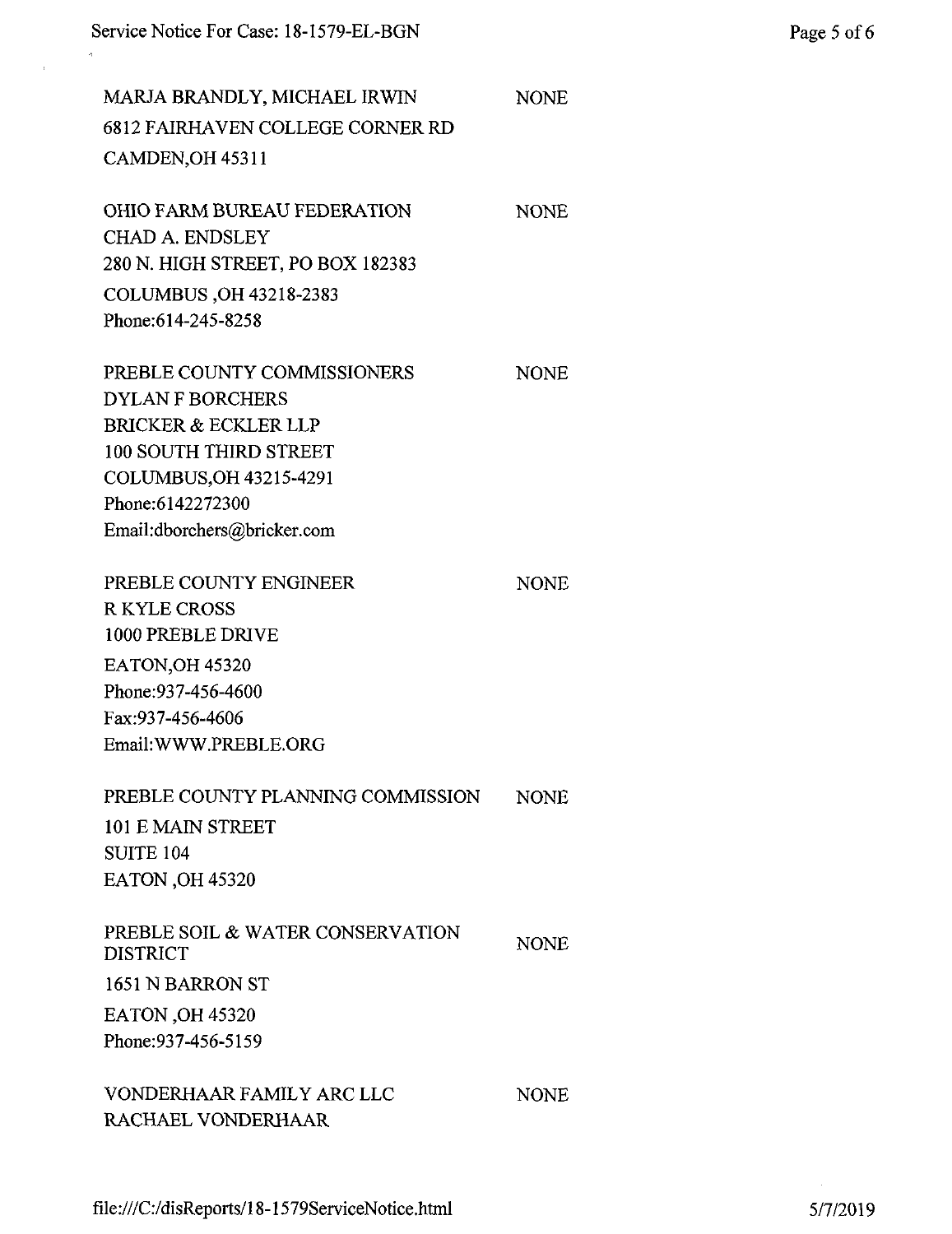MARJA BRANDLY, MICHAEL IRWIN NONE
6812 FAIRHAVEN COLLEGE CORNER RD
CAMDEN,OH 45311

OHIO FARM BUREAU FEDERATION NONE
CHAD A. ENDSLEY
280 N. HIGH STREET, PO BOX 182383
COLUMBUS ,OH 43218-2383
Phone:614-245-8258

PREBLE COUNTY COMMISSIONERS NONE
DYLAN F BORCHERS
BRICKER & ECKLER LLP
100 SOUTH THIRD STREET
COLUMBUS,OH 43215-4291
Phone:6142272300
Email:dborchers@bricker.com

PREBLE COUNTY ENGINEER NONE
R KYLE CROSS
1000 PREBLE DRIVE
EATON,OH 45320
Phone:937-456-4600
Fax:937-456-4606
Email:WWW.PREBLE.ORG

PREBLE COUNTY PLANNING COMMISSION NONE
101 E MAIN STREET
SUITE 104
EATON ,OH 45320

PREBLE SOIL & WATER CONSERVATION DISTRICT NONE
1651 N BARRON ST
EATON ,OH 45320
Phone:937-456-5159

VONDERHAAR FAMILY ARC LLC NONE
RACHAEL VONDERHAAR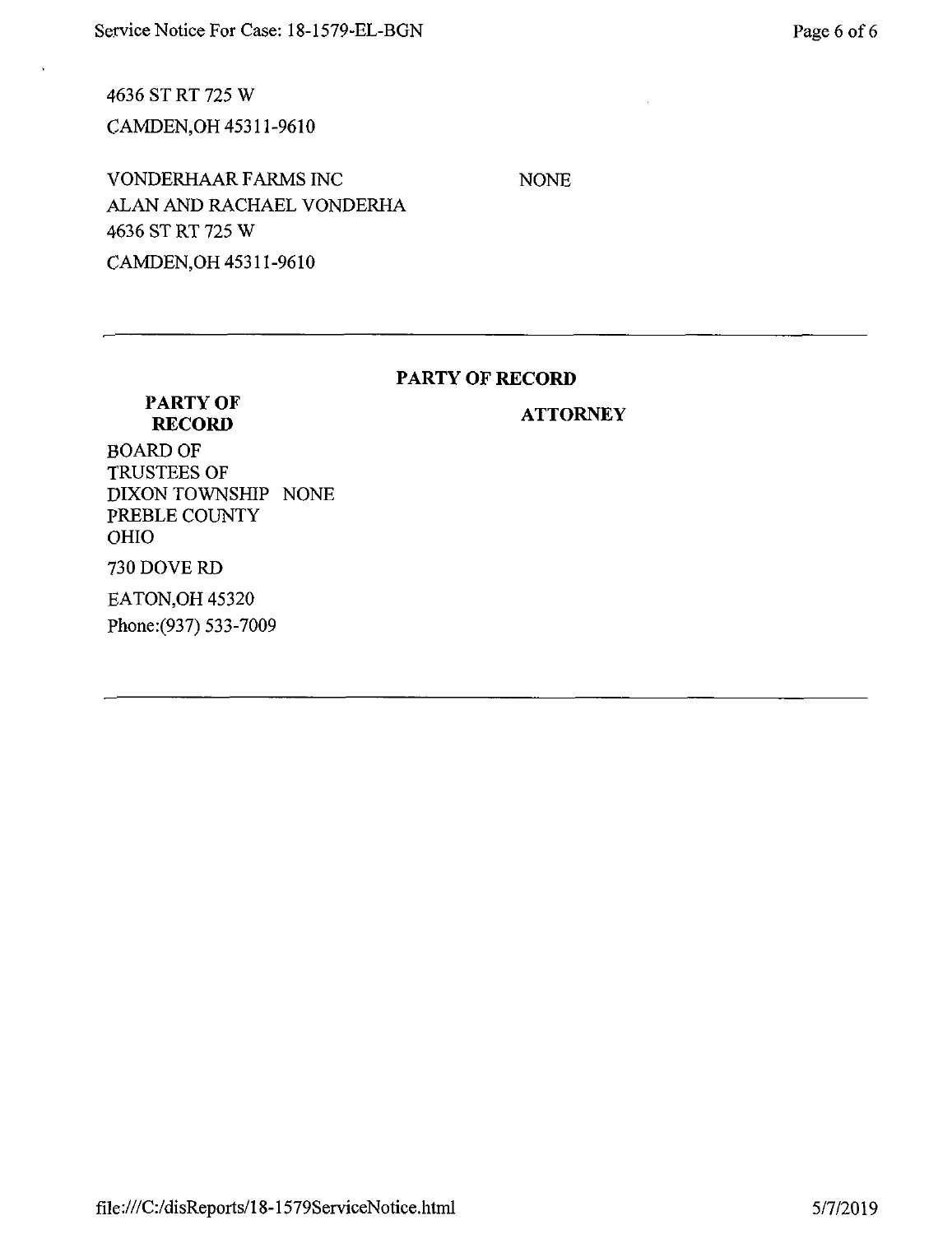4636 ST RT 725 W
CAMDEN,OH 45311-9610

| | |
|---|---|
| VONDERHAAR FARMS INC<br>ALAN AND RACHAEL VONDERHA<br>4636 ST RT 725 W<br>CAMDEN,OH 45311-9610 | NONE |

---

**PARTY OF RECORD**

| PARTY OF RECORD | ATTORNEY |
|---|---|
| BOARD OF TRUSTEES OF DIXON TOWNSHIP PREBLE COUNTY OHIO<br>730 DOVE RD<br>EATON,OH 45320<br>Phone:(937) 533-7009 | NONE |

---

file:///C:/disReports/18-1579ServiceNotice.html 5/7/2019